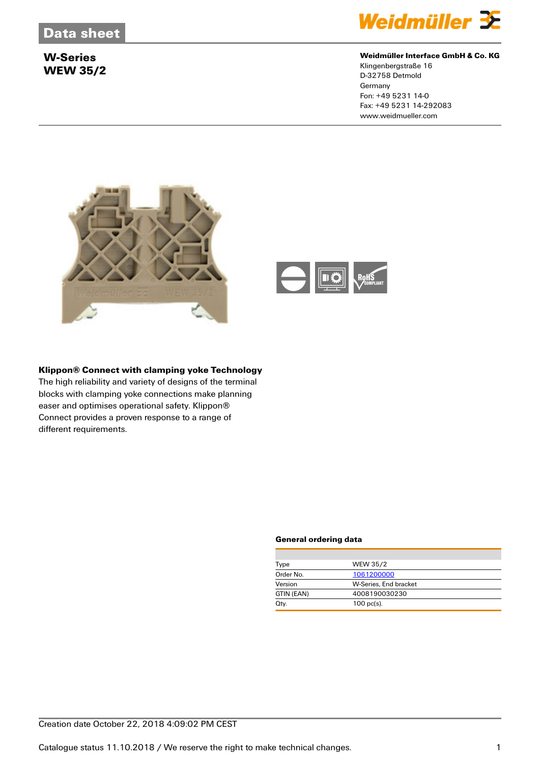# Data sheet

## W-Series
## WEW 35/2

**Weidmüller Interface GmbH & Co. KG**
Klingenbergstraße 16
D-32758 Detmold
Germany
Fon: +49 5231 14-0
Fax: +49 5231 14-292083
www.weidmueller.com

**Klippon® Connect with clamping yoke Technology**
The high reliability and variety of designs of the terminal blocks with clamping yoke connections make planning easer and optimises operational safety. Klippon® Connect provides a proven response to a range of different requirements.

### General ordering data

| | |
|---|---|
| Type | WEW 35/2 |
| Order No. | 1061200000 |
| Version | W-Series, End bracket |
| GTIN (EAN) | 4008190030230 |
| Qty. | 100 pc(s). |

Creation date October 22, 2018 4:09:02 PM CEST

Catalogue status 11.10.2018 / We reserve the right to make technical changes.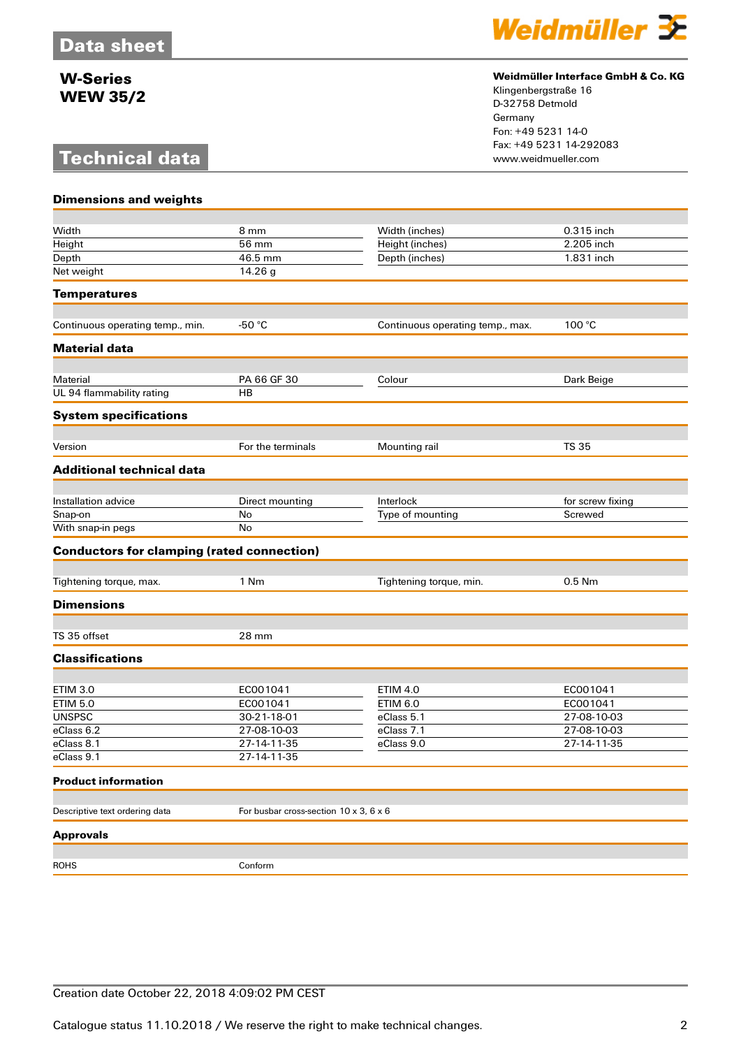# Data sheet

## W-Series
## WEW 35/2

**Weidmüller Interface GmbH & Co. KG**
Klingenbergstraße 16
D-32758 Detmold
Germany
Fon: +49 5231 14-0
Fax: +49 5231 14-292083
www.weidmueller.com

# Technical data

### Dimensions and weights

| | | | |
|---|---|---|---|
| Width | 8 mm | Width (inches) | 0.315 inch |
| Height | 56 mm | Height (inches) | 2.205 inch |
| Depth | 46.5 mm | Depth (inches) | 1.831 inch |
| Net weight | 14.26 g | | |

### Temperatures

| | | | |
|---|---|---|---|
| Continuous operating temp., min. | -50 °C | Continuous operating temp., max. | 100 °C |

### Material data

| | | | |
|---|---|---|---|
| Material | PA 66 GF 30 | Colour | Dark Beige |
| UL 94 flammability rating | HB | | |

### System specifications

| | | | |
|---|---|---|---|
| Version | For the terminals | Mounting rail | TS 35 |

### Additional technical data

| | | | |
|---|---|---|---|
| Installation advice | Direct mounting | Interlock | for screw fixing |
| Snap-on | No | Type of mounting | Screwed |
| With snap-in pegs | No | | |

### Conductors for clamping (rated connection)

| | | | |
|---|---|---|---|
| Tightening torque, max. | 1 Nm | Tightening torque, min. | 0.5 Nm |

### Dimensions

| | |
|---|---|
| TS 35 offset | 28 mm |

### Classifications

| | | | |
|---|---|---|---|
| ETIM 3.0 | EC001041 | ETIM 4.0 | EC001041 |
| ETIM 5.0 | EC001041 | ETIM 6.0 | EC001041 |
| UNSPSC | 30-21-18-01 | eClass 5.1 | 27-08-10-03 |
| eClass 6.2 | 27-08-10-03 | eClass 7.1 | 27-08-10-03 |
| eClass 8.1 | 27-14-11-35 | eClass 9.0 | 27-14-11-35 |
| eClass 9.1 | 27-14-11-35 | | |

### Product information

| | |
|---|---|
| Descriptive text ordering data | For busbar cross-section 10 x 3, 6 x 6 |

### Approvals

| | |
|---|---|
| ROHS | Conform |

Creation date October 22, 2018 4:09:02 PM CEST

Catalogue status 11.10.2018 / We reserve the right to make technical changes.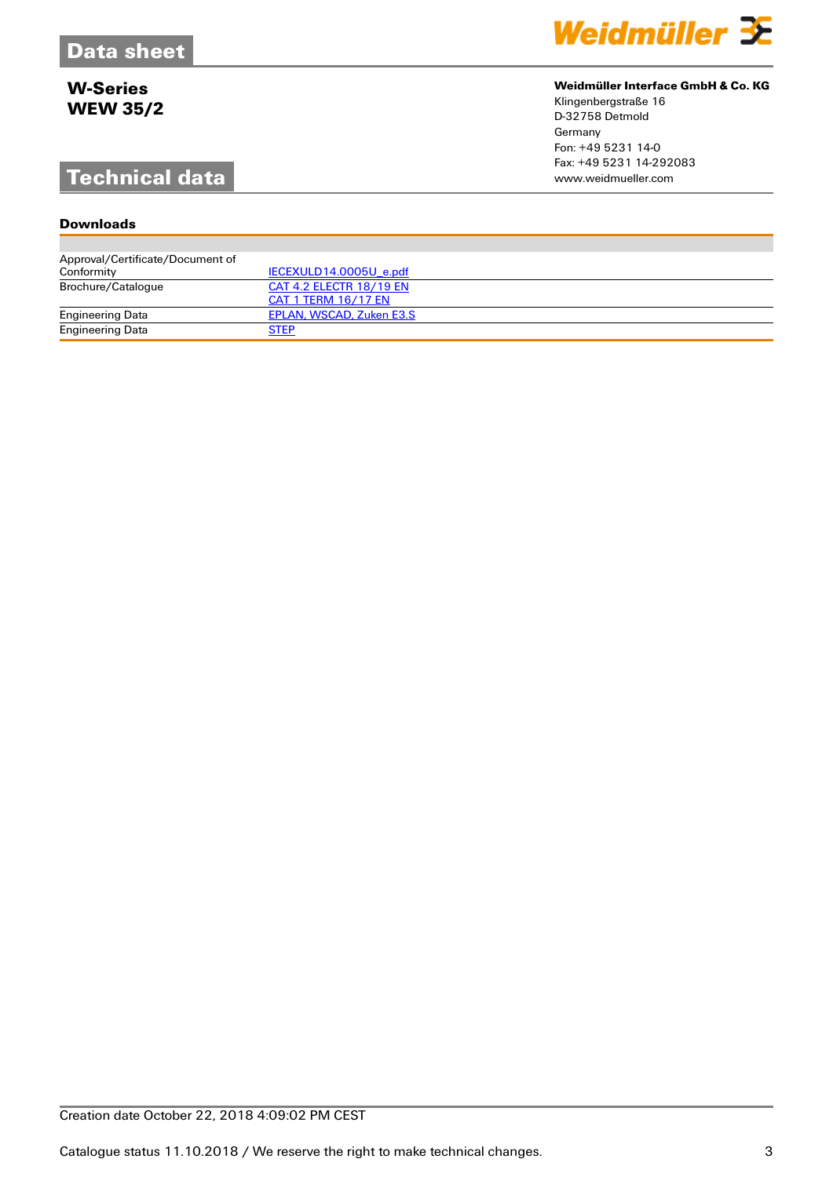# Data sheet

**W-Series**
**WEW 35/2**

**Weidmüller Interface GmbH & Co. KG**
Klingenbergstraße 16
D-32758 Detmold
Germany
Fon: +49 5231 14-0
Fax: +49 5231 14-292083
www.weidmueller.com

# Technical data

### Downloads

| | |
|---|---|
| Approval/Certificate/Document of Conformity | IECEXULD14.0005U_e.pdf |
| Brochure/Catalogue | CAT 4.2 ELECTR 18/19 EN<br>CAT 1 TERM 16/17 EN |
| Engineering Data | EPLAN, WSCAD, Zuken E3.S |
| Engineering Data | STEP |

Creation date October 22, 2018 4:09:02 PM CEST

Catalogue status 11.10.2018 / We reserve the right to make technical changes.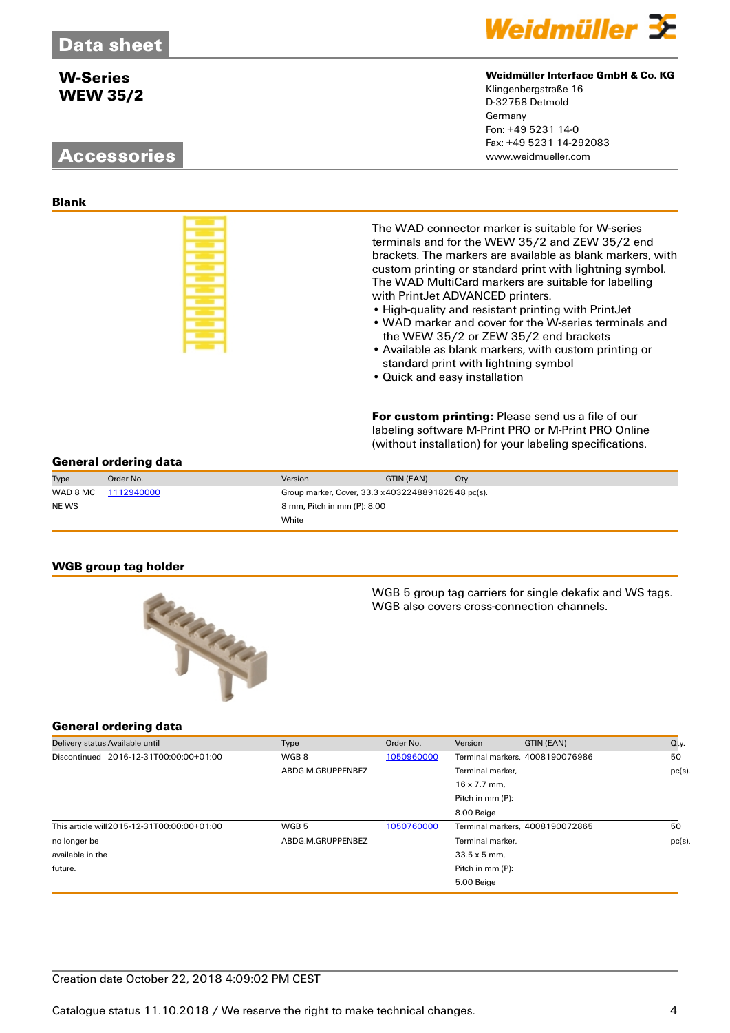# Data sheet

## W-Series
## WEW 35/2

**Weidmüller Interface GmbH & Co. KG**
Klingenbergstraße 16
D-32758 Detmold
Germany
Fon: +49 5231 14-0
Fax: +49 5231 14-292083
www.weidmueller.com

# Accessories

### Blank

The WAD connector marker is suitable for W-series terminals and for the WEW 35/2 and ZEW 35/2 end brackets. The markers are available as blank markers, with custom printing or standard print with lightning symbol. The WAD MultiCard markers are suitable for labelling with PrintJet ADVANCED printers.

- High-quality and resistant printing with PrintJet
- WAD marker and cover for the W-series terminals and the WEW 35/2 or ZEW 35/2 end brackets
- Available as blank markers, with custom printing or standard print with lightning symbol
- Quick and easy installation

**For custom printing:** Please send us a file of our labeling software M-Print PRO or M-Print PRO Online (without installation) for your labeling specifications.

### General ordering data

| Type | Order No. | Version | GTIN (EAN) | Qty. |
|---|---|---|---|---|
| WAD 8 MC NE WS | 1112940000 | Group marker, Cover, 33.3 x 8 mm, Pitch in mm (P): 8.00 White | 4032248891825 | 48 pc(s). |

### WGB group tag holder

WGB 5 group tag carriers for single dekafix and WS tags. WGB also covers cross-connection channels.

### General ordering data

| Delivery status | Available until | Type | Order No. | Version | GTIN (EAN) | Qty. |
|---|---|---|---|---|---|---|
| Discontinued | 2016-12-31T00:00:00+01:00 | WGB 8 ABDG.M.GRUPPENBEZ | 1050960000 | Terminal markers, Terminal marker, 16 x 7.7 mm, Pitch in mm (P): 8.00 Beige | 4008190076986 | 50 pc(s). |
| This article will no longer be available in the future. | 2015-12-31T00:00:00+01:00 | WGB 5 ABDG.M.GRUPPENBEZ | 1050760000 | Terminal markers, Terminal marker, 33.5 x 5 mm, Pitch in mm (P): 5.00 Beige | 4008190072865 | 50 pc(s). |

Creation date October 22, 2018 4:09:02 PM CEST

Catalogue status 11.10.2018 / We reserve the right to make technical changes.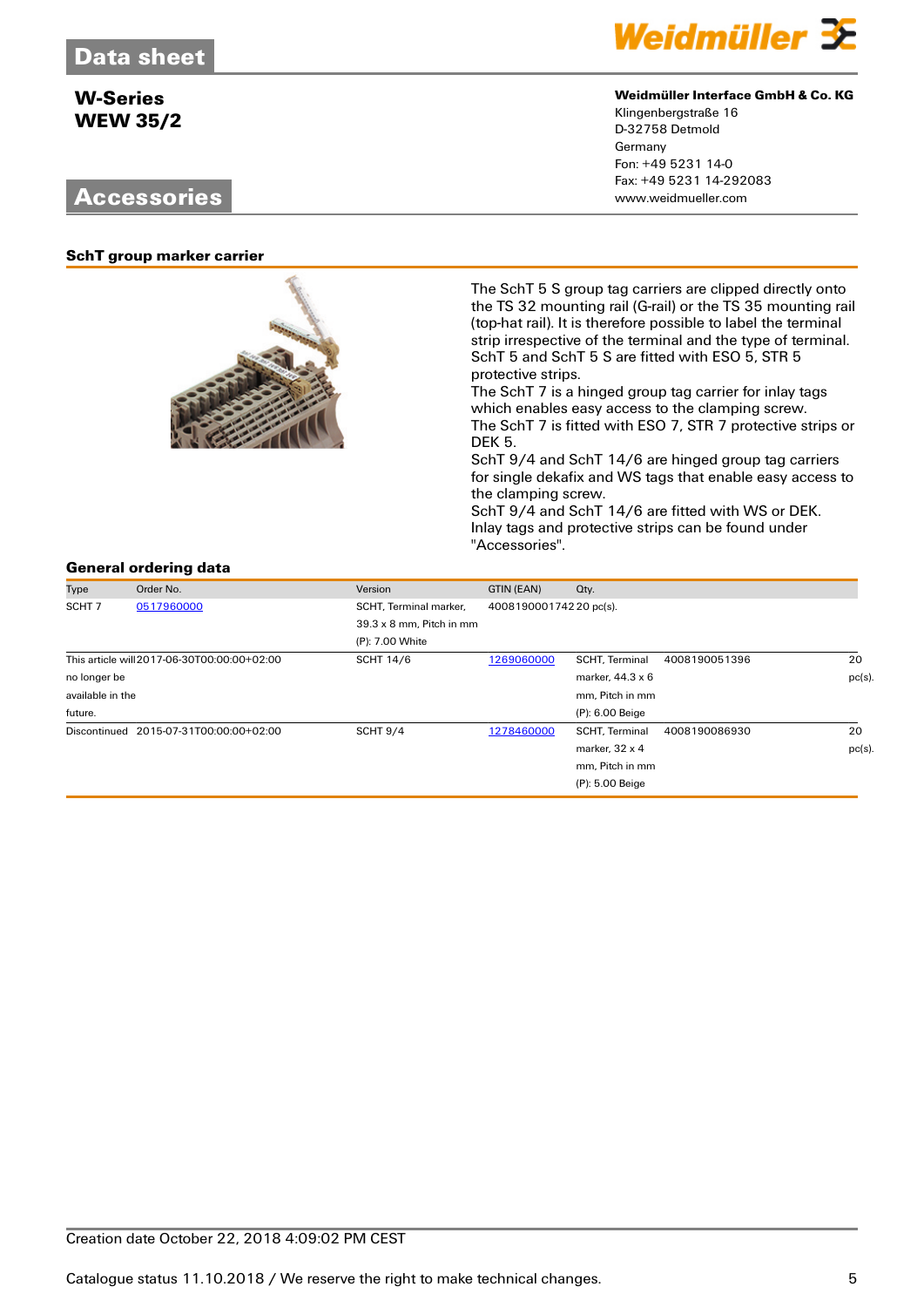# Data sheet

## W-Series
## WEW 35/2

Weidmüller Interface GmbH & Co. KG
Klingenbergstraße 16
D-32758 Detmold
Germany
Fon: +49 5231 14-0
Fax: +49 5231 14-292083
www.weidmueller.com

# Accessories

### SchT group marker carrier

The SchT 5 S group tag carriers are clipped directly onto the TS 32 mounting rail (G-rail) or the TS 35 mounting rail (top-hat rail). It is therefore possible to label the terminal strip irrespective of the terminal and the type of terminal. SchT 5 and SchT 5 S are fitted with ESO 5, STR 5 protective strips.
The SchT 7 is a hinged group tag carrier for inlay tags which enables easy access to the clamping screw.
The SchT 7 is fitted with ESO 7, STR 7 protective strips or DEK 5.
SchT 9/4 and SchT 14/6 are hinged group tag carriers for single dekafix and WS tags that enable easy access to the clamping screw.
SchT 9/4 and SchT 14/6 are fitted with WS or DEK.
Inlay tags and protective strips can be found under "Accessories".

### General ordering data

| Type | Order No. | Version | GTIN (EAN) | Qty. | | |
|---|---|---|---|---|---|---|
| SCHT 7 | 0517960000 | SCHT, Terminal marker, 39.3 x 8 mm, Pitch in mm (P): 7.00 White | 4008190001742 | 20 pc(s). | | |
| This article will no longer be available in the future. | 2017-06-30T00:00:00+02:00 | SCHT 14/6 | 1269060000 | SCHT, Terminal marker, 44.3 x 6 mm, Pitch in mm (P): 6.00 Beige | 4008190051396 | 20 pc(s). |
| Discontinued | 2015-07-31T00:00:00+02:00 | SCHT 9/4 | 1278460000 | SCHT, Terminal marker, 32 x 4 mm, Pitch in mm (P): 5.00 Beige | 4008190086930 | 20 pc(s). |

Creation date October 22, 2018 4:09:02 PM CEST

Catalogue status 11.10.2018 / We reserve the right to make technical changes.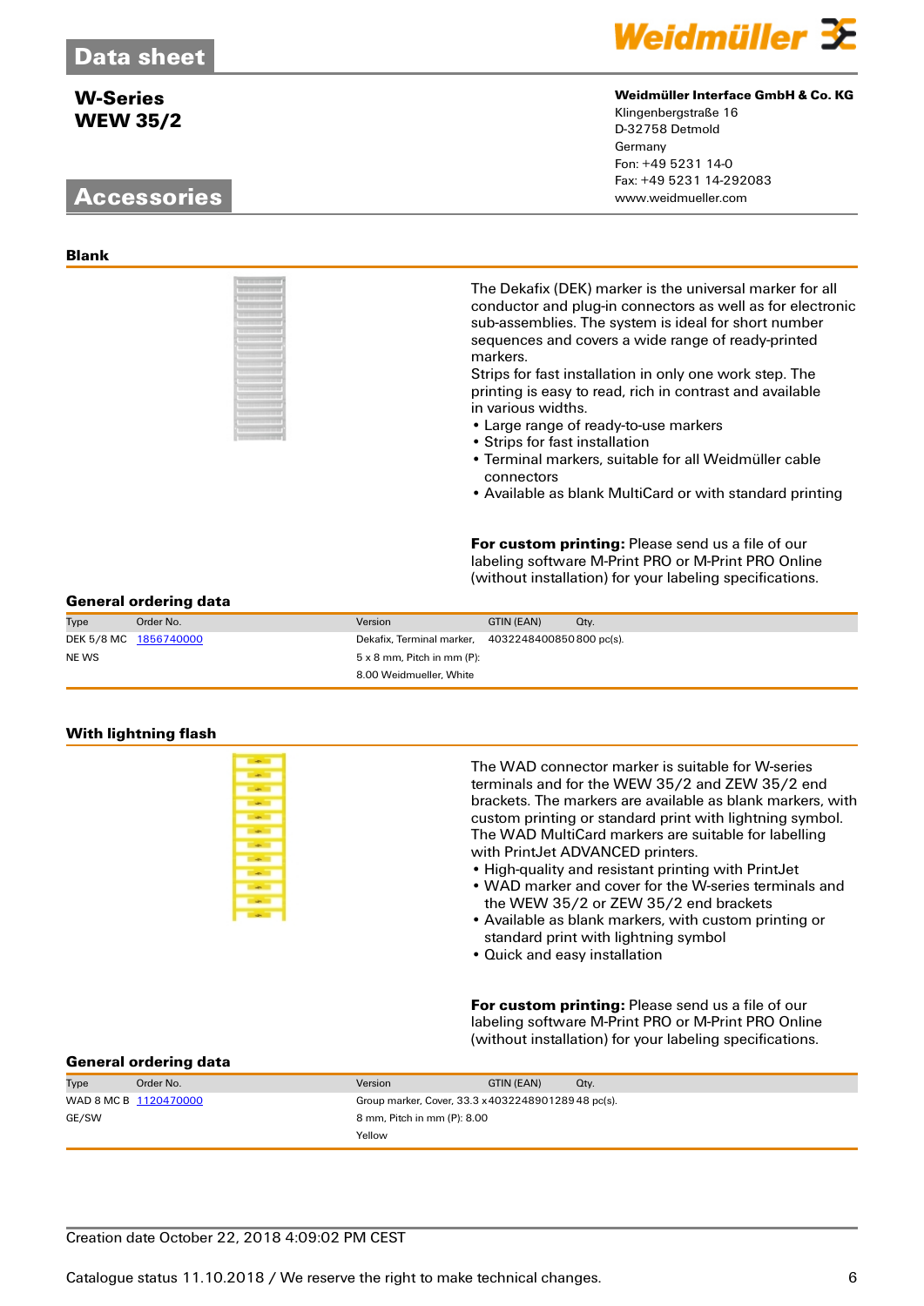# Data sheet

## W-Series
## WEW 35/2

**Weidmüller Interface GmbH & Co. KG**
Klingenbergstraße 16
D-32758 Detmold
Germany
Fon: +49 5231 14-0
Fax: +49 5231 14-292083
www.weidmueller.com

## Accessories

### Blank

The Dekafix (DEK) marker is the universal marker for all conductor and plug-in connectors as well as for electronic sub-assemblies. The system is ideal for short number sequences and covers a wide range of ready-printed markers.
Strips for fast installation in only one work step. The printing is easy to read, rich in contrast and available in various widths.

- Large range of ready-to-use markers
- Strips for fast installation
- Terminal markers, suitable for all Weidmüller cable connectors
- Available as blank MultiCard or with standard printing

**For custom printing:** Please send us a file of our labeling software M-Print PRO or M-Print PRO Online (without installation) for your labeling specifications.

#### General ordering data

| Type | Order No. | Version | GTIN (EAN) | Qty. |
|---|---|---|---|---|
| DEK 5/8 MC NE WS | 1856740000 | Dekafix, Terminal marker, 5 x 8 mm, Pitch in mm (P): 8.00 Weidmueller, White | 4032248400850 | 800 pc(s). |

### With lightning flash

The WAD connector marker is suitable for W-series terminals and for the WEW 35/2 and ZEW 35/2 end brackets. The markers are available as blank markers, with custom printing or standard print with lightning symbol. The WAD MultiCard markers are suitable for labelling with PrintJet ADVANCED printers.

- High-quality and resistant printing with PrintJet
- WAD marker and cover for the W-series terminals and the WEW 35/2 or ZEW 35/2 end brackets
- Available as blank markers, with custom printing or standard print with lightning symbol
- Quick and easy installation

**For custom printing:** Please send us a file of our labeling software M-Print PRO or M-Print PRO Online (without installation) for your labeling specifications.

#### General ordering data

| Type | Order No. | Version | GTIN (EAN) | Qty. |
|---|---|---|---|---|
| WAD 8 MC B GE/SW | 1120470000 | Group marker, Cover, 33.3 x 8 mm, Pitch in mm (P): 8.00 Yellow | 4032248901289 | 48 pc(s). |

Creation date October 22, 2018 4:09:02 PM CEST

Catalogue status 11.10.2018 / We reserve the right to make technical changes.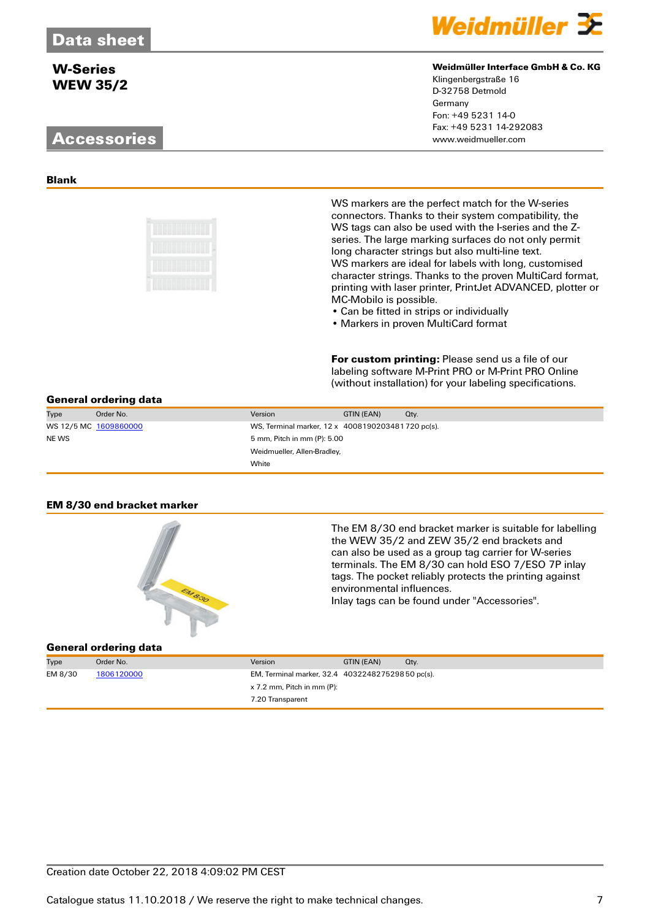# Data sheet

## W-Series
## WEW 35/2

**Weidmüller Interface GmbH & Co. KG**
Klingenbergstraße 16
D-32758 Detmold
Germany
Fon: +49 5231 14-0
Fax: +49 5231 14-292083
www.weidmueller.com

# Accessories

### Blank

WS markers are the perfect match for the W-series connectors. Thanks to their system compatibility, the WS tags can also be used with the I-series and the Z-series. The large marking surfaces do not only permit long character strings but also multi-line text.
WS markers are ideal for labels with long, customised character strings. Thanks to the proven MultiCard format, printing with laser printer, PrintJet ADVANCED, plotter or MC-Mobilo is possible.

- Can be fitted in strips or individually
- Markers in proven MultiCard format

**For custom printing:** Please send us a file of our labeling software M-Print PRO or M-Print PRO Online (without installation) for your labeling specifications.

### General ordering data

| Type | Order No. | Version | GTIN (EAN) | Qty. |
|---|---|---|---|---|
| WS 12/5 MC NE WS | 1609860000 | WS, Terminal marker, 12 x 5 mm, Pitch in mm (P): 5.00 Weidmueller, Allen-Bradley, White | 4008190203481 | 720 pc(s). |

### EM 8/30 end bracket marker

The EM 8/30 end bracket marker is suitable for labelling the WEW 35/2 and ZEW 35/2 end brackets and can also be used as a group tag carrier for W-series terminals. The EM 8/30 can hold ESO 7/ESO 7P inlay tags. The pocket reliably protects the printing against environmental influences.
Inlay tags can be found under "Accessories".

### General ordering data

| Type | Order No. | Version | GTIN (EAN) | Qty. |
|---|---|---|---|---|
| EM 8/30 | 1806120000 | EM, Terminal marker, 32.4 x 7.2 mm, Pitch in mm (P): 7.20 Transparent | 4032248275298 | 50 pc(s). |

Creation date October 22, 2018 4:09:02 PM CEST

Catalogue status 11.10.2018 / We reserve the right to make technical changes.